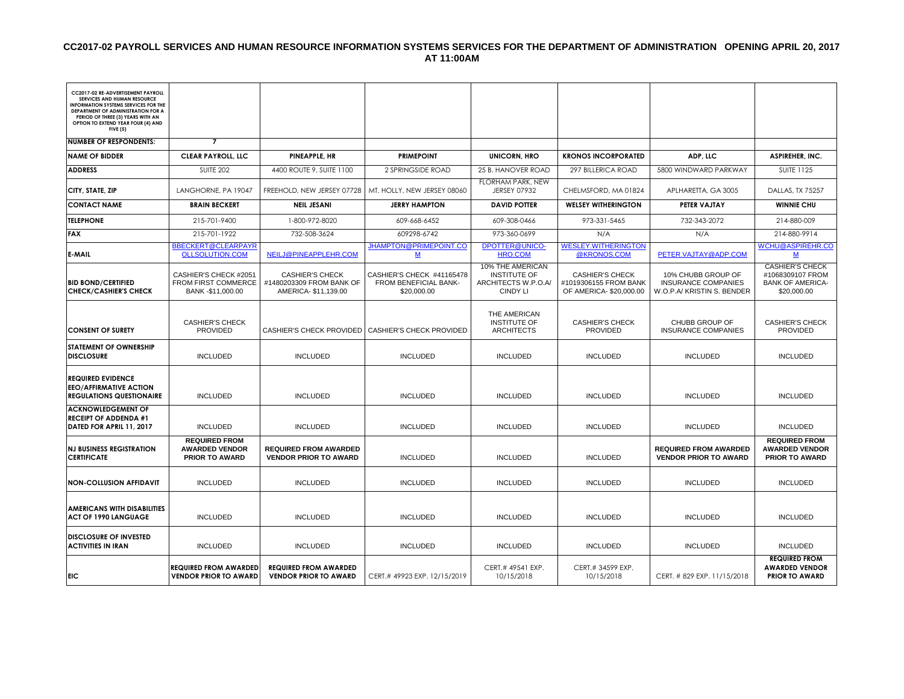## CC2017-02 PAYROLL SERVICES AND HUMAN RESOURCE INFORMATION SYSTEMS SERVICES FOR THE DEPARTMENT OF ADMINISTRATION OPENING APRIL 20, 2017 AT 11:00AM

| CC2017-02 RE-ADVERTISEMENT PAYROLL SERVICES AND HUMAN RESOURCE INFORMATION SYSTEMS SERVICES FOR THE DEPARTMENT OF ADMINISTRATION FOR A PERIOD OF THREE (3) YEARS WITH AN OPTION TO EXTEND YEAR FOUR (4) AND FIVE (5) | | | | | | | |
|---|---|---|---|---|---|---|---|
| **NUMBER OF RESPONDENTS:** | **7** | | | | | | |
| **NAME OF BIDDER** | **CLEAR PAYROLL, LLC** | **PINEAPPLE, HR** | **PRIMEPOINT** | **UNICORN, HRO** | **KRONOS INCORPORATED** | **ADP, LLC** | **ASPIREHER, INC.** |
| **ADDRESS** | SUITE 202 | 4400 ROUTE 9, SUITE 1100 | 2 SPRINGSIDE ROAD | 25 B. HANOVER ROAD | 297 BILLERICA ROAD | 5800 WINDWARD PARKWAY | SUITE 1125 |
| **CITY, STATE, ZIP** | LANGHORNE, PA 19047 | FREEHOLD, NEW JERSEY 07728 | MT. HOLLY, NEW JERSEY 08060 | FLORHAM PARK, NEW JERSEY 07932 | CHELMSFORD, MA 01824 | APLHARETTA, GA 3005 | DALLAS, TX 75257 |
| **CONTACT NAME** | **BRAIN BECKERT** | **NEIL JESANI** | **JERRY HAMPTON** | **DAVID POTTER** | **WELSEY WITHERINGTON** | **PETER VAJTAY** | **WINNIE CHU** |
| **TELEPHONE** | 215-701-9400 | 1-800-972-8020 | 609-668-6452 | 609-308-0466 | 973-331-5465 | 732-343-2072 | 214-880-009 |
| **FAX** | 215-701-1922 | 732-508-3624 | 609298-6742 | 973-360-0699 | N/A | N/A | 214-880-9914 |
| **E-MAIL** | BBECKERT@CLEARPAYROLLSOLUTION.COM | NEILJ@PINEAPPLEHR.COM | JHAMPTON@PRIMEPOINT.COM | DPOTTER@UNICO-HRO.COM | WESLEY.WITHERINGTON@KRONOS.COM | PETER.VAJTAY@ADP.COM | WCHU@ASPIREHR.COM |
| **BID BOND/CERTIFIED CHECK/CASHIER'S CHECK** | CASHIER'S CHECK #2051 FROM FIRST COMMERCE BANK -$11,000.00 | CASHIER'S CHECK #1480203309 FROM BANK OF AMERICA- $11,139.00 | CASHIER'S CHECK #41165478 FROM BENEFICIAL BANK- $20,000.00 | 10% THE AMERICAN INSTITUTE OF ARCHITECTS W.P.O.A/ CINDY LI | CASHIER'S CHECK #1019306155 FROM BANK OF AMERICA- $20,000.00 | 10% CHUBB GROUP OF INSURANCE COMPANIES W.O.P.A/ KRISTIN S. BENDER | CASHIER'S CHECK #1068309107 FROM BANK OF AMERICA- $20,000.00 |
| **CONSENT OF SURETY** | CASHIER'S CHECK PROVIDED | CASHIER'S CHECK PROVIDED | CASHIER'S CHECK PROVIDED | THE AMERICAN INSTITUTE OF ARCHITECTS | CASHIER'S CHECK PROVIDED | CHUBB GROUP OF INSURANCE COMPANIES | CASHIER'S CHECK PROVIDED |
| **STATEMENT OF OWNERSHIP DISCLOSURE** | INCLUDED | INCLUDED | INCLUDED | INCLUDED | INCLUDED | INCLUDED | INCLUDED |
| **REQUIRED EVIDENCE EEO/AFFIRMATIVE ACTION REGULATIONS QUESTIONAIRE** | INCLUDED | INCLUDED | INCLUDED | INCLUDED | INCLUDED | INCLUDED | INCLUDED |
| **ACKNOWLEDGEMENT OF RECEIPT OF ADDENDA #1 DATED FOR APRIL 11, 2017** | INCLUDED | INCLUDED | INCLUDED | INCLUDED | INCLUDED | INCLUDED | INCLUDED |
| **NJ BUSINESS REGISTRATION CERTIFICATE** | **REQUIRED FROM AWARDED VENDOR PRIOR TO AWARD** | **REQUIRED FROM AWARDED VENDOR PRIOR TO AWARD** | INCLUDED | INCLUDED | INCLUDED | **REQUIRED FROM AWARDED VENDOR PRIOR TO AWARD** | **REQUIRED FROM AWARDED VENDOR PRIOR TO AWARD** |
| **NON-COLLUSION AFFIDAVIT** | INCLUDED | INCLUDED | INCLUDED | INCLUDED | INCLUDED | INCLUDED | INCLUDED |
| **AMERICANS WITH DISABILITIES ACT OF 1990 LANGUAGE** | INCLUDED | INCLUDED | INCLUDED | INCLUDED | INCLUDED | INCLUDED | INCLUDED |
| **DISCLOSURE OF INVESTED ACTIVITIES IN IRAN** | INCLUDED | INCLUDED | INCLUDED | INCLUDED | INCLUDED | INCLUDED | INCLUDED |
| **EIC** | **REQUIRED FROM AWARDED VENDOR PRIOR TO AWARD** | **REQUIRED FROM AWARDED VENDOR PRIOR TO AWARD** | CERT.# 49923 EXP. 12/15/2019 | CERT.# 49541 EXP. 10/15/2018 | CERT.# 34599 EXP. 10/15/2018 | CERT. # 829 EXP. 11/15/2018 | **REQUIRED FROM AWARDED VENDOR PRIOR TO AWARD** |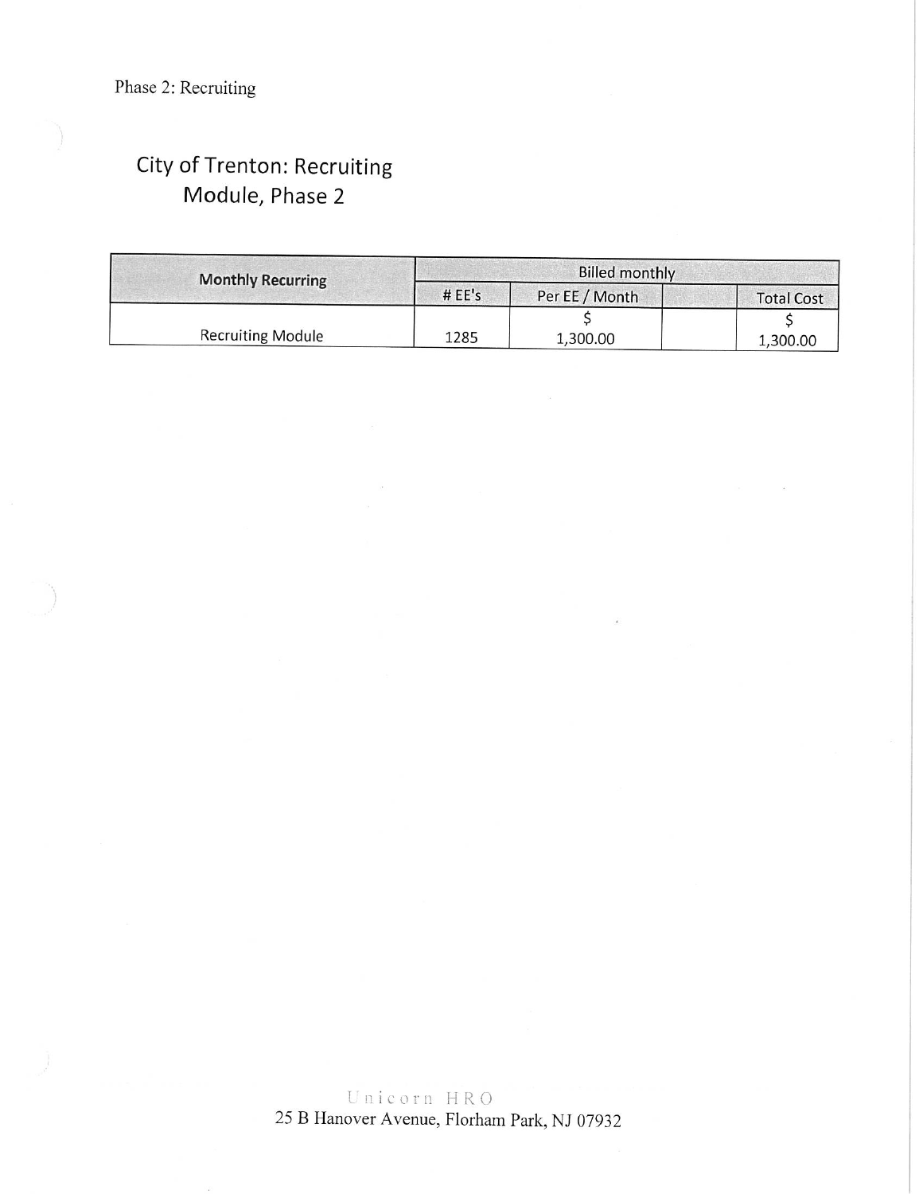Phase 2: Recruiting

# City of Trenton: Recruiting Module, Phase 2

| Monthly Recurring | Billed monthly | | | |
|---|---|---|---|---|
| | # EE's | Per EE / Month | | Total Cost |
| Recruiting Module | 1285 | $ 1,300.00 | | $ 1,300.00 |

Unicorn HRO
25 B Hanover Avenue, Florham Park, NJ 07932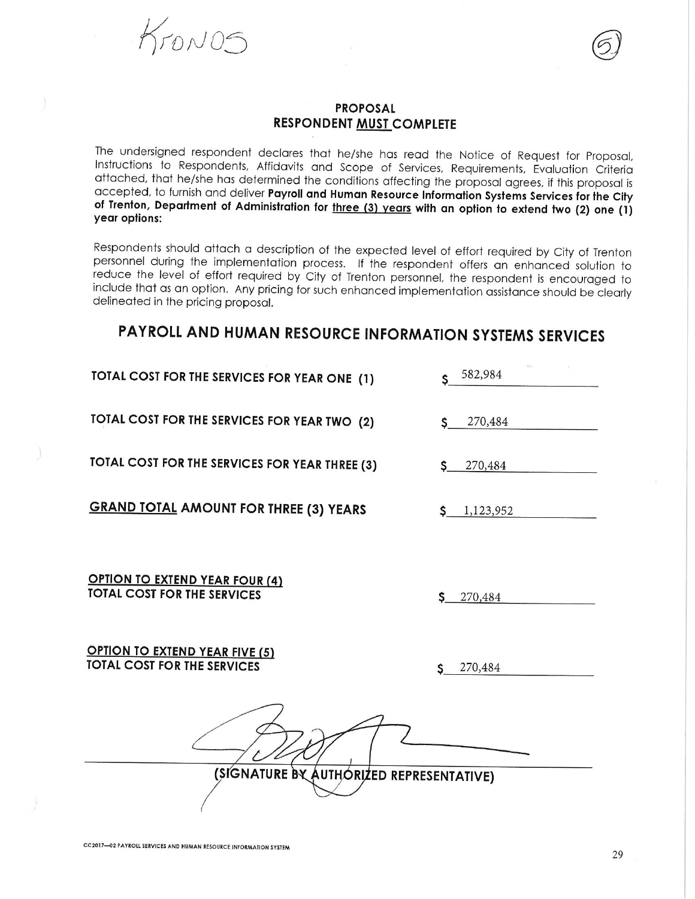Kronos

(5)

## PROPOSAL
## RESPONDENT MUST COMPLETE

The undersigned respondent declares that he/she has read the Notice of Request for Proposal, Instructions to Respondents, Affidavits and Scope of Services, Requirements, Evaluation Criteria attached, that he/she has determined the conditions affecting the proposal agrees, if this proposal is accepted, to furnish and deliver **Payroll and Human Resource Information Systems Services for the City of Trenton, Department of Administration for three (3) years with an option to extend two (2) one (1) year options:**

Respondents should attach a description of the expected level of effort required by City of Trenton personnel during the implementation process. If the respondent offers an enhanced solution to reduce the level of effort required by City of Trenton personnel, the respondent is encouraged to include that as an option. Any pricing for such enhanced implementation assistance should be clearly delineated in the pricing proposal.

# PAYROLL AND HUMAN RESOURCE INFORMATION SYSTEMS SERVICES

| | |
|---|---|
| **TOTAL COST FOR THE SERVICES FOR YEAR ONE (1)** | $ 582,984 |
| **TOTAL COST FOR THE SERVICES FOR YEAR TWO (2)** | $ 270,484 |
| **TOTAL COST FOR THE SERVICES FOR YEAR THREE (3)** | $ 270,484 |
| **GRAND TOTAL AMOUNT FOR THREE (3) YEARS** | $ 1,123,952 |
| **OPTION TO EXTEND YEAR FOUR (4) TOTAL COST FOR THE SERVICES** | $ 270,484 |
| **OPTION TO EXTEND YEAR FIVE (5) TOTAL COST FOR THE SERVICES** | $ 270,484 |

**(SIGNATURE BY AUTHORIZED REPRESENTATIVE)**

CC2017—02 PAYROLL SERVICES AND HUMAN RESOURCE INFORMATION SYSTEM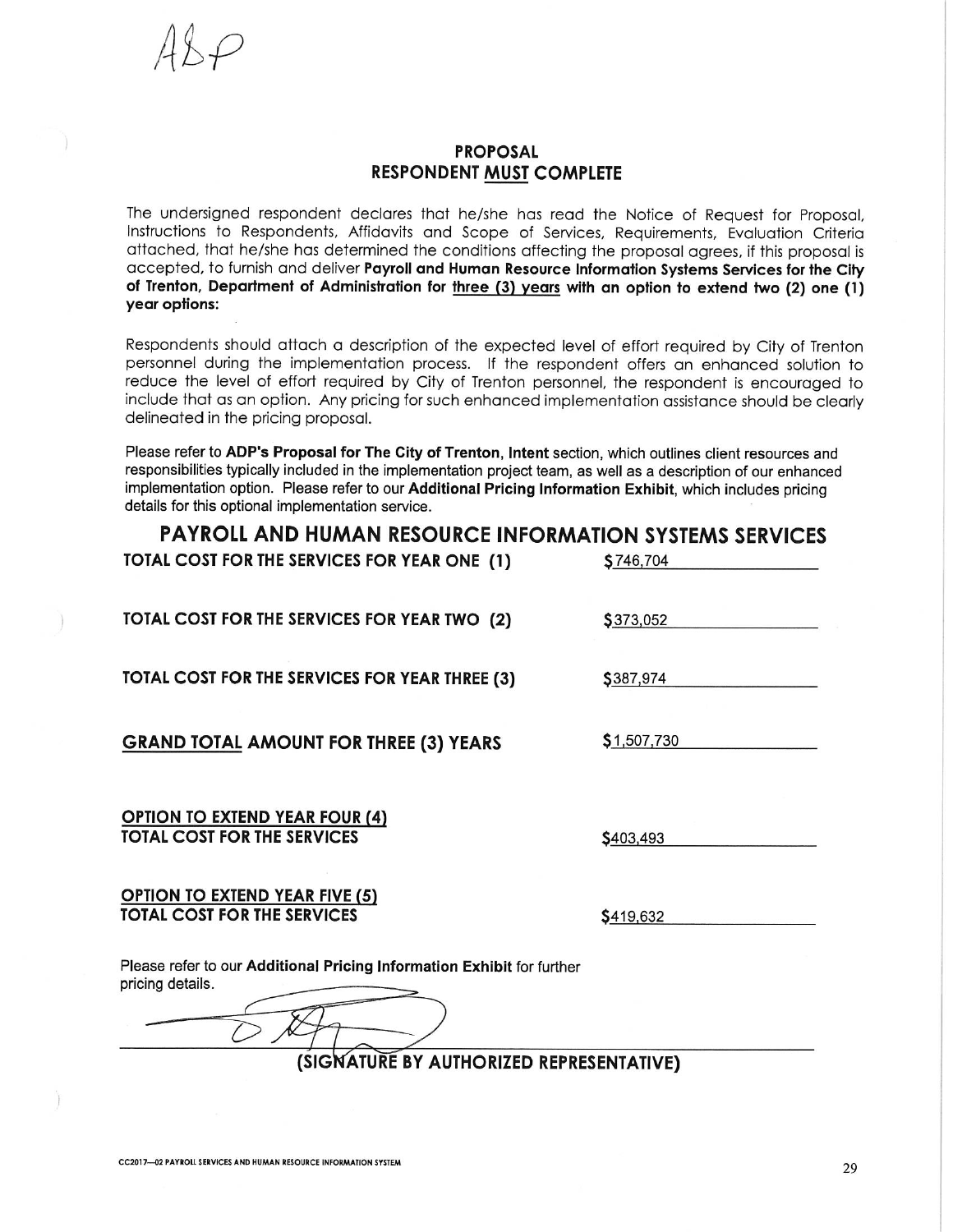ADP

## PROPOSAL
## RESPONDENT MUST COMPLETE

The undersigned respondent declares that he/she has read the Notice of Request for Proposal, Instructions to Respondents, Affidavits and Scope of Services, Requirements, Evaluation Criteria attached, that he/she has determined the conditions affecting the proposal agrees, if this proposal is accepted, to furnish and deliver **Payroll and Human Resource Information Systems Services for the City of Trenton, Department of Administration for three (3) years with an option to extend two (2) one (1) year options:**

Respondents should attach a description of the expected level of effort required by City of Trenton personnel during the implementation process. If the respondent offers an enhanced solution to reduce the level of effort required by City of Trenton personnel, the respondent is encouraged to include that as an option. Any pricing for such enhanced implementation assistance should be clearly delineated in the pricing proposal.

Please refer to **ADP's Proposal for The City of Trenton, Intent** section, which outlines client resources and responsibilities typically included in the implementation project team, as well as a description of our enhanced implementation option. Please refer to our **Additional Pricing Information Exhibit**, which includes pricing details for this optional implementation service.

## PAYROLL AND HUMAN RESOURCE INFORMATION SYSTEMS SERVICES

| | |
|---|---|
| **TOTAL COST FOR THE SERVICES FOR YEAR ONE (1)** | $746,704 |
| **TOTAL COST FOR THE SERVICES FOR YEAR TWO (2)** | $373,052 |
| **TOTAL COST FOR THE SERVICES FOR YEAR THREE (3)** | $387,974 |
| **GRAND TOTAL AMOUNT FOR THREE (3) YEARS** | $1,507,730 |
| **OPTION TO EXTEND YEAR FOUR (4) TOTAL COST FOR THE SERVICES** | $403,493 |
| **OPTION TO EXTEND YEAR FIVE (5) TOTAL COST FOR THE SERVICES** | $419,632 |

Please refer to our **Additional Pricing Information Exhibit** for further pricing details.

**(SIGNATURE BY AUTHORIZED REPRESENTATIVE)**

CC2017—02 PAYROLL SERVICES AND HUMAN RESOURCE INFORMATION SYSTEM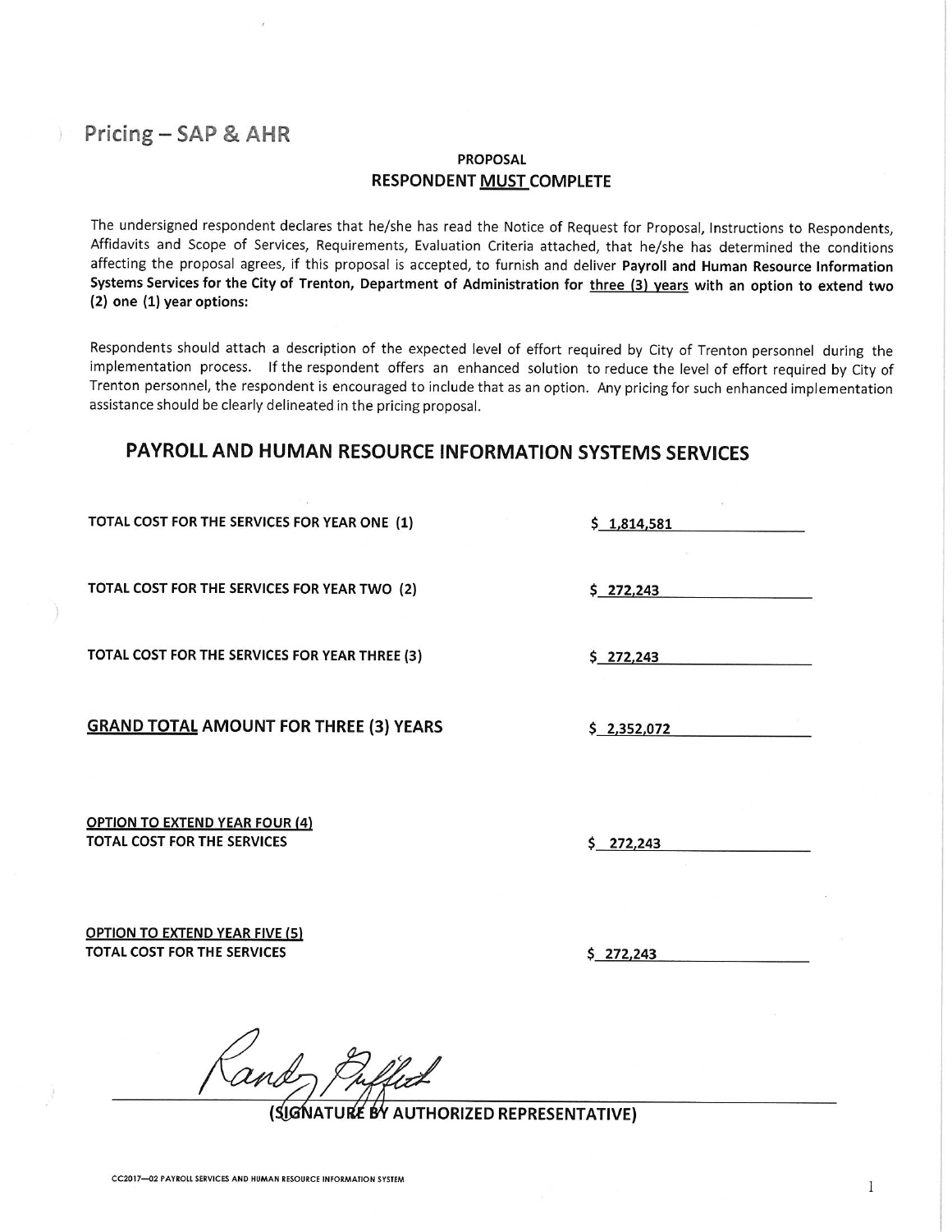# Pricing – SAP & AHR

**PROPOSAL**
**RESPONDENT MUST COMPLETE**

The undersigned respondent declares that he/she has read the Notice of Request for Proposal, Instructions to Respondents, Affidavits and Scope of Services, Requirements, Evaluation Criteria attached, that he/she has determined the conditions affecting the proposal agrees, if this proposal is accepted, to furnish and deliver **Payroll and Human Resource Information Systems Services for the City of Trenton, Department of Administration for three (3) years with an option to extend two (2) one (1) year options:**

Respondents should attach a description of the expected level of effort required by City of Trenton personnel during the implementation process. If the respondent offers an enhanced solution to reduce the level of effort required by City of Trenton personnel, the respondent is encouraged to include that as an option. Any pricing for such enhanced implementation assistance should be clearly delineated in the pricing proposal.

## PAYROLL AND HUMAN RESOURCE INFORMATION SYSTEMS SERVICES

**TOTAL COST FOR THE SERVICES FOR YEAR ONE (1)** $ 1,814,581

**TOTAL COST FOR THE SERVICES FOR YEAR TWO (2)** $ 272,243

**TOTAL COST FOR THE SERVICES FOR YEAR THREE (3)** $ 272,243

**GRAND TOTAL AMOUNT FOR THREE (3) YEARS** $ 2,352,072

**OPTION TO EXTEND YEAR FOUR (4)**
**TOTAL COST FOR THE SERVICES** $ 272,243

**OPTION TO EXTEND YEAR FIVE (5)**
**TOTAL COST FOR THE SERVICES** $ 272,243

Randy Puffett

**(SIGNATURE BY AUTHORIZED REPRESENTATIVE)**

CC2017—02 PAYROLL SERVICES AND HUMAN RESOURCE INFORMATION SYSTEM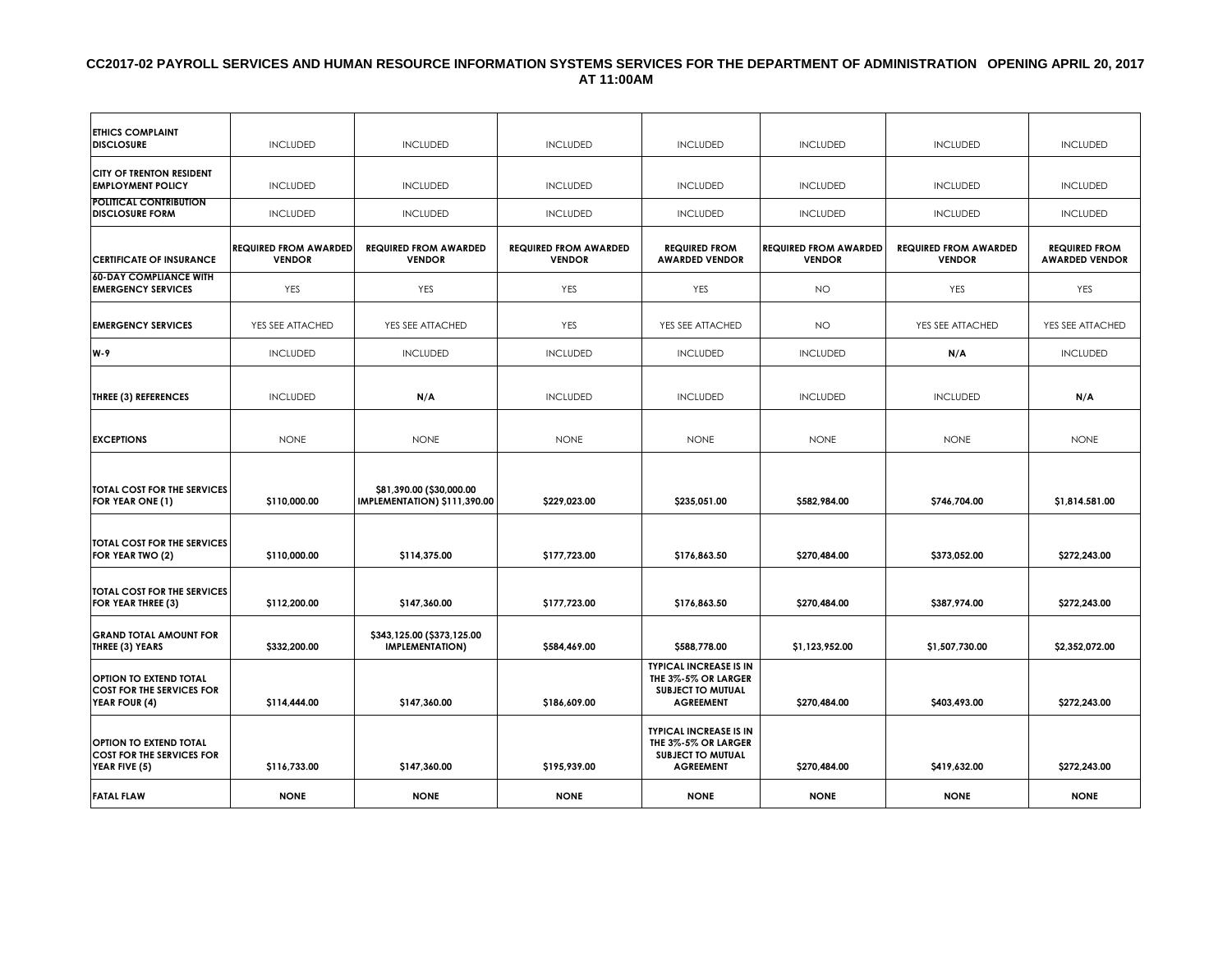**CC2017-02 PAYROLL SERVICES AND HUMAN RESOURCE INFORMATION SYSTEMS SERVICES FOR THE DEPARTMENT OF ADMINISTRATION OPENING APRIL 20, 2017 AT 11:00AM**

| | | | | | | | |
|---|---|---|---|---|---|---|---|
| **ETHICS COMPLAINT DISCLOSURE** | INCLUDED | INCLUDED | INCLUDED | INCLUDED | INCLUDED | INCLUDED | INCLUDED |
| **CITY OF TRENTON RESIDENT EMPLOYMENT POLICY** | INCLUDED | INCLUDED | INCLUDED | INCLUDED | INCLUDED | INCLUDED | INCLUDED |
| **POLITICAL CONTRIBUTION DISCLOSURE FORM** | INCLUDED | INCLUDED | INCLUDED | INCLUDED | INCLUDED | INCLUDED | INCLUDED |
| **CERTIFICATE OF INSURANCE** | **REQUIRED FROM AWARDED VENDOR** | **REQUIRED FROM AWARDED VENDOR** | **REQUIRED FROM AWARDED VENDOR** | **REQUIRED FROM AWARDED VENDOR** | **REQUIRED FROM AWARDED VENDOR** | **REQUIRED FROM AWARDED VENDOR** | **REQUIRED FROM AWARDED VENDOR** |
| **60-DAY COMPLIANCE WITH EMERGENCY SERVICES** | YES | YES | YES | YES | NO | YES | YES |
| **EMERGENCY SERVICES** | YES SEE ATTACHED | YES SEE ATTACHED | YES | YES SEE ATTACHED | NO | YES SEE ATTACHED | YES SEE ATTACHED |
| **W-9** | INCLUDED | INCLUDED | INCLUDED | INCLUDED | INCLUDED | **N/A** | INCLUDED |
| **THREE (3) REFERENCES** | INCLUDED | **N/A** | INCLUDED | INCLUDED | INCLUDED | INCLUDED | **N/A** |
| **EXCEPTIONS** | NONE | NONE | NONE | NONE | NONE | NONE | NONE |
| **TOTAL COST FOR THE SERVICES FOR YEAR ONE (1)** | **$110,000.00** | **$81,390.00 ($30,000.00 IMPLEMENTATION) $111,390.00** | **$229,023.00** | **$235,051.00** | **$582,984.00** | **$746,704.00** | **$1,814.581.00** |
| **TOTAL COST FOR THE SERVICES FOR YEAR TWO (2)** | **$110,000.00** | **$114,375.00** | **$177,723.00** | **$176,863.50** | **$270,484.00** | **$373,052.00** | **$272,243.00** |
| **TOTAL COST FOR THE SERVICES FOR YEAR THREE (3)** | **$112,200.00** | **$147,360.00** | **$177,723.00** | **$176,863.50** | **$270,484.00** | **$387,974.00** | **$272,243.00** |
| **GRAND TOTAL AMOUNT FOR THREE (3) YEARS** | **$332,200.00** | **$343,125.00 ($373,125.00 IMPLEMENTATION)** | **$584,469.00** | **$588,778.00** | **$1,123,952.00** | **$1,507,730.00** | **$2,352,072.00** |
| **OPTION TO EXTEND TOTAL COST FOR THE SERVICES FOR YEAR FOUR (4)** | **$114,444.00** | **$147,360.00** | **$186,609.00** | **TYPICAL INCREASE IS IN THE 3%-5% OR LARGER SUBJECT TO MUTUAL AGREEMENT** | **$270,484.00** | **$403,493.00** | **$272,243.00** |
| **OPTION TO EXTEND TOTAL COST FOR THE SERVICES FOR YEAR FIVE (5)** | **$116,733.00** | **$147,360.00** | **$195,939.00** | **TYPICAL INCREASE IS IN THE 3%-5% OR LARGER SUBJECT TO MUTUAL AGREEMENT** | **$270,484.00** | **$419,632.00** | **$272,243.00** |
| **FATAL FLAW** | **NONE** | **NONE** | **NONE** | **NONE** | **NONE** | **NONE** | **NONE** |